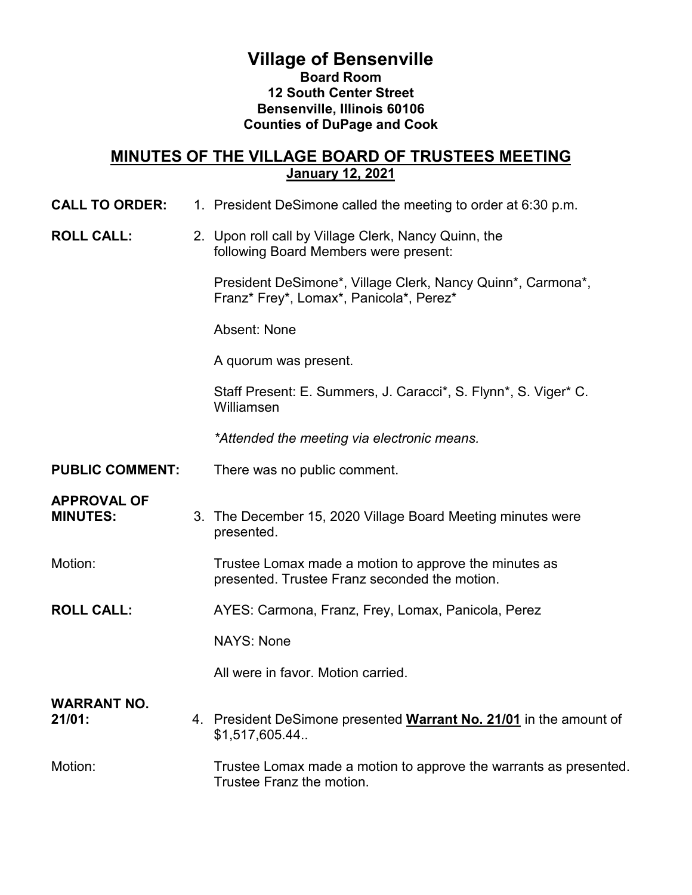# Village of Bensenville

**Board Room**
**12 South Center Street**
**Bensenville, Illinois 60106**
**Counties of DuPage and Cook**

## MINUTES OF THE VILLAGE BOARD OF TRUSTEES MEETING

**January 12, 2021**

**CALL TO ORDER:** 1. President DeSimone called the meeting to order at 6:30 p.m.

**ROLL CALL:** 2. Upon roll call by Village Clerk, Nancy Quinn, the following Board Members were present:

President DeSimone*, Village Clerk, Nancy Quinn*, Carmona*, Franz* Frey*, Lomax*, Panicola*, Perez*

Absent: None

A quorum was present.

Staff Present: E. Summers, J. Caracci*, S. Flynn*, S. Viger* C. Williamsen

*\*Attended the meeting via electronic means.*

**PUBLIC COMMENT:** There was no public comment.

**APPROVAL OF MINUTES:** 3. The December 15, 2020 Village Board Meeting minutes were presented.

Motion: Trustee Lomax made a motion to approve the minutes as presented. Trustee Franz seconded the motion.

**ROLL CALL:** AYES: Carmona, Franz, Frey, Lomax, Panicola, Perez

NAYS: None

All were in favor. Motion carried.

**WARRANT NO. 21/01:** 4. President DeSimone presented **Warrant No. 21/01** in the amount of $1,517,605.44..

Motion: Trustee Lomax made a motion to approve the warrants as presented. Trustee Franz the motion.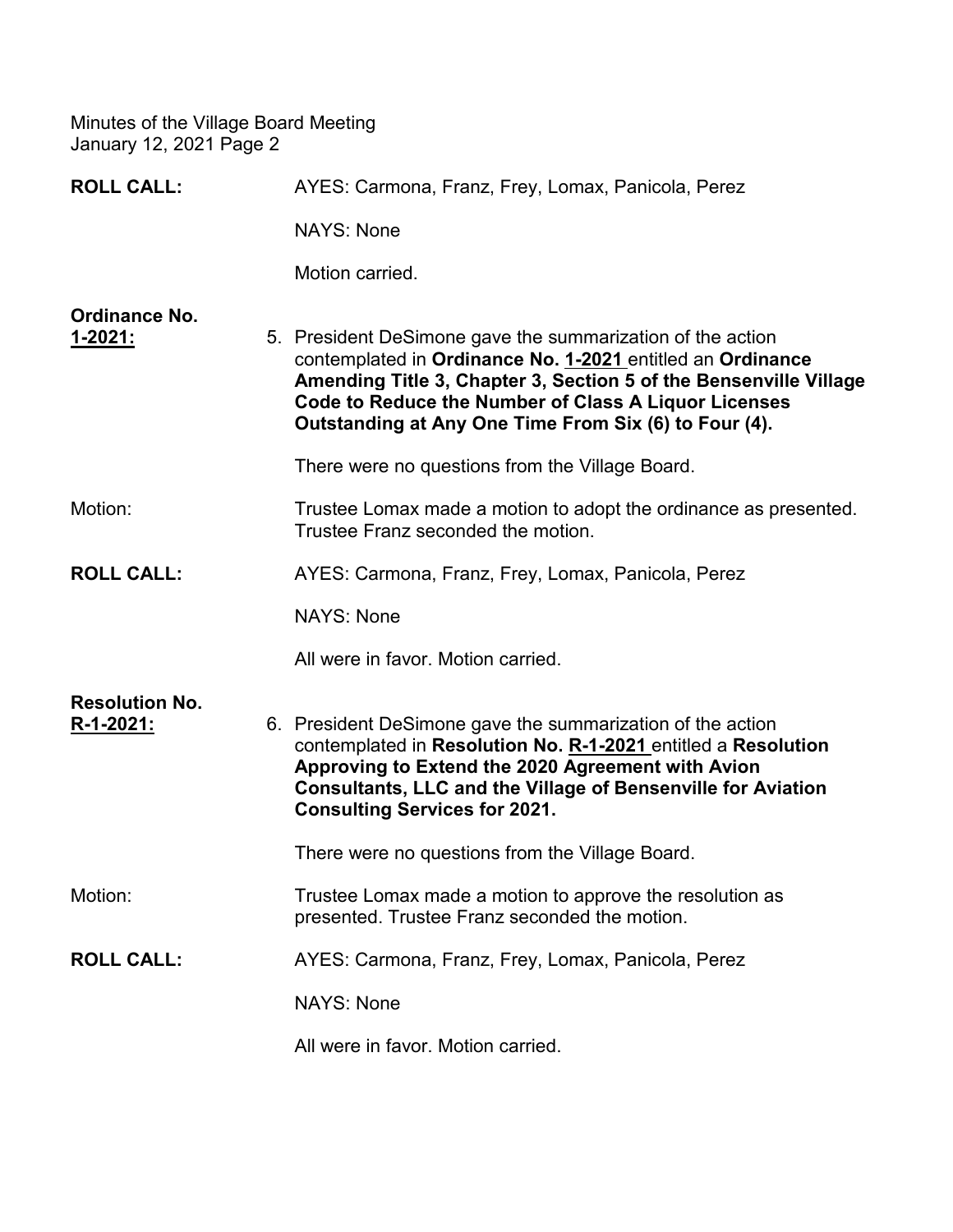**ROLL CALL:** AYES: Carmona, Franz, Frey, Lomax, Panicola, Perez

NAYS: None

Motion carried.

**Ordinance No. 1-2021:**

5. President DeSimone gave the summarization of the action contemplated in **Ordinance No. 1-2021** entitled an **Ordinance Amending Title 3, Chapter 3, Section 5 of the Bensenville Village Code to Reduce the Number of Class A Liquor Licenses Outstanding at Any One Time From Six (6) to Four (4).**

   There were no questions from the Village Board.

Motion: Trustee Lomax made a motion to adopt the ordinance as presented. Trustee Franz seconded the motion.

**ROLL CALL:** AYES: Carmona, Franz, Frey, Lomax, Panicola, Perez

NAYS: None

All were in favor. Motion carried.

**Resolution No. R-1-2021:**

6. President DeSimone gave the summarization of the action contemplated in **Resolution No. R-1-2021** entitled a **Resolution Approving to Extend the 2020 Agreement with Avion Consultants, LLC and the Village of Bensenville for Aviation Consulting Services for 2021.**

   There were no questions from the Village Board.

Motion: Trustee Lomax made a motion to approve the resolution as presented. Trustee Franz seconded the motion.

**ROLL CALL:** AYES: Carmona, Franz, Frey, Lomax, Panicola, Perez

NAYS: None

All were in favor. Motion carried.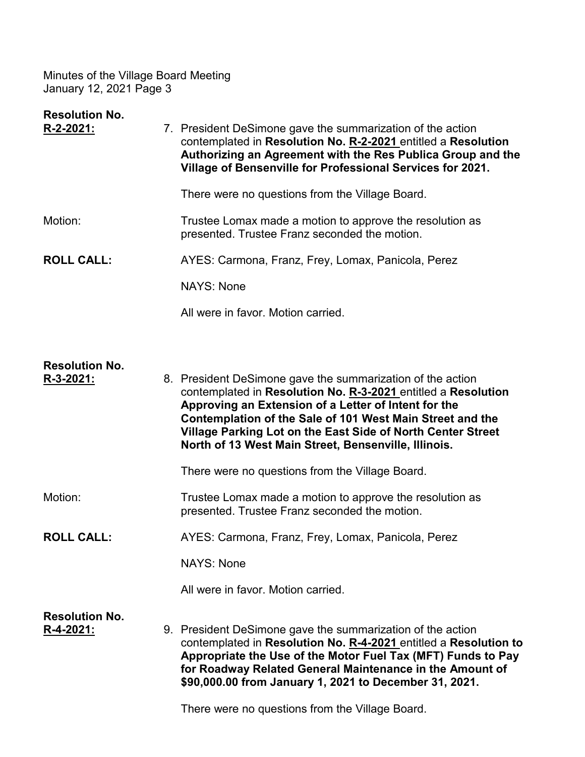**Resolution No. R-2-2021:**

7. President DeSimone gave the summarization of the action contemplated in **Resolution No. R-2-2021** entitled a **Resolution Authorizing an Agreement with the Res Publica Group and the Village of Bensenville for Professional Services for 2021.**

   There were no questions from the Village Board.

Motion: Trustee Lomax made a motion to approve the resolution as presented. Trustee Franz seconded the motion.

**ROLL CALL:** AYES: Carmona, Franz, Frey, Lomax, Panicola, Perez

NAYS: None

All were in favor. Motion carried.

**Resolution No. R-3-2021:**

8. President DeSimone gave the summarization of the action contemplated in **Resolution No. R-3-2021** entitled a **Resolution Approving an Extension of a Letter of Intent for the Contemplation of the Sale of 101 West Main Street and the Village Parking Lot on the East Side of North Center Street North of 13 West Main Street, Bensenville, Illinois.**

   There were no questions from the Village Board.

Motion: Trustee Lomax made a motion to approve the resolution as presented. Trustee Franz seconded the motion.

**ROLL CALL:** AYES: Carmona, Franz, Frey, Lomax, Panicola, Perez

NAYS: None

All were in favor. Motion carried.

**Resolution No. R-4-2021:**

9. President DeSimone gave the summarization of the action contemplated in **Resolution No. R-4-2021** entitled a **Resolution to Appropriate the Use of the Motor Fuel Tax (MFT) Funds to Pay for Roadway Related General Maintenance in the Amount of $90,000.00 from January 1, 2021 to December 31, 2021.**

   There were no questions from the Village Board.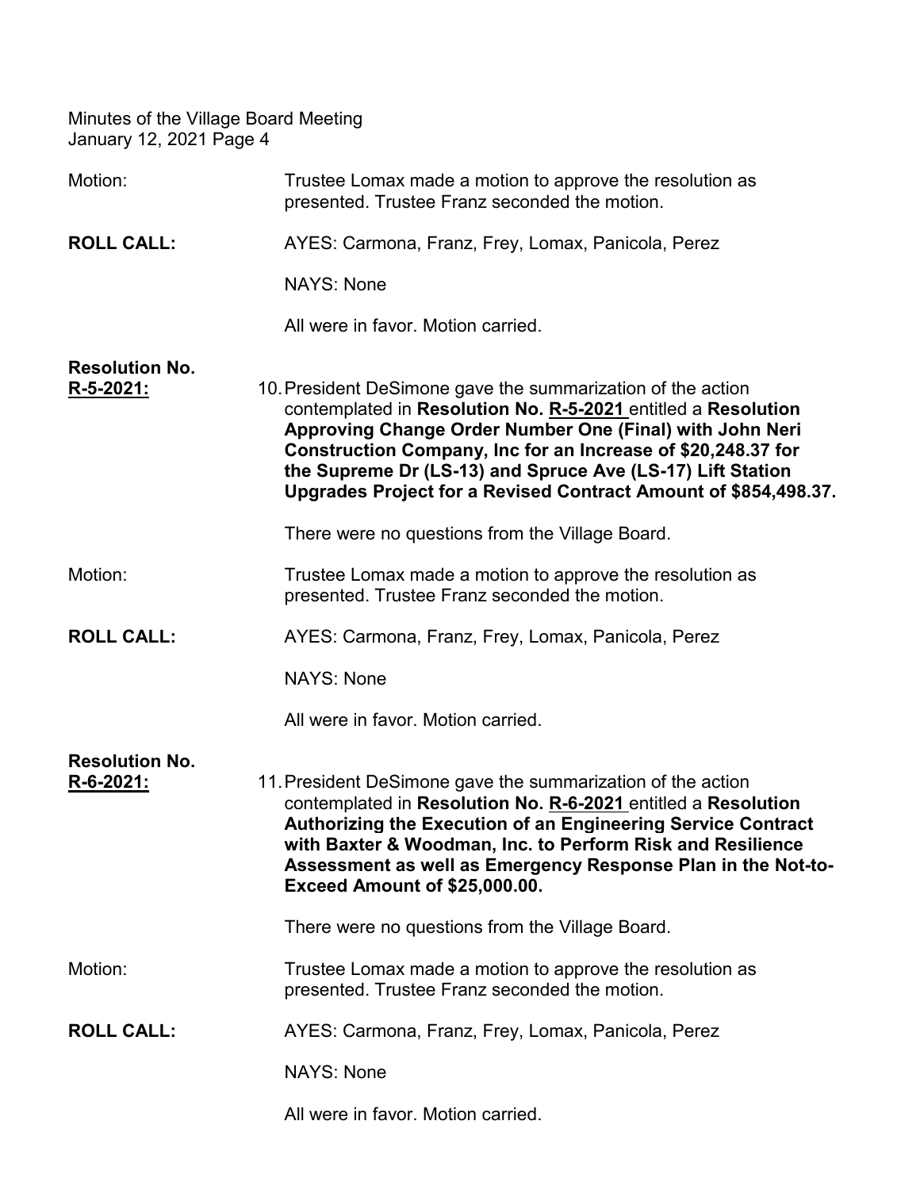Motion: Trustee Lomax made a motion to approve the resolution as presented. Trustee Franz seconded the motion.

**ROLL CALL:** AYES: Carmona, Franz, Frey, Lomax, Panicola, Perez

NAYS: None

All were in favor. Motion carried.

**Resolution No. R-5-2021:**

10. President DeSimone gave the summarization of the action contemplated in **Resolution No. R-5-2021** entitled a **Resolution Approving Change Order Number One (Final) with John Neri Construction Company, Inc for an Increase of $20,248.37 for the Supreme Dr (LS-13) and Spruce Ave (LS-17) Lift Station Upgrades Project for a Revised Contract Amount of $854,498.37.**

There were no questions from the Village Board.

Motion: Trustee Lomax made a motion to approve the resolution as presented. Trustee Franz seconded the motion.

**ROLL CALL:** AYES: Carmona, Franz, Frey, Lomax, Panicola, Perez

NAYS: None

All were in favor. Motion carried.

**Resolution No. R-6-2021:**

11. President DeSimone gave the summarization of the action contemplated in **Resolution No. R-6-2021** entitled a **Resolution Authorizing the Execution of an Engineering Service Contract with Baxter & Woodman, Inc. to Perform Risk and Resilience Assessment as well as Emergency Response Plan in the Not-to-Exceed Amount of $25,000.00.**

There were no questions from the Village Board.

Motion: Trustee Lomax made a motion to approve the resolution as presented. Trustee Franz seconded the motion.

**ROLL CALL:** AYES: Carmona, Franz, Frey, Lomax, Panicola, Perez

NAYS: None

All were in favor. Motion carried.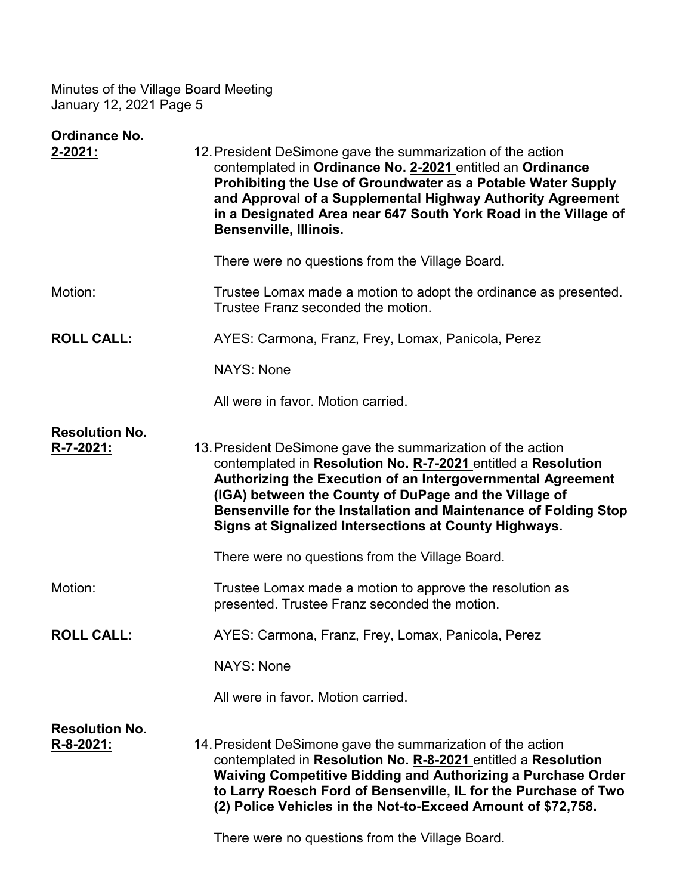**Ordinance No. 2-2021:**

12. President DeSimone gave the summarization of the action contemplated in **Ordinance No. 2-2021** entitled an **Ordinance Prohibiting the Use of Groundwater as a Potable Water Supply and Approval of a Supplemental Highway Authority Agreement in a Designated Area near 647 South York Road in the Village of Bensenville, Illinois.**

    There were no questions from the Village Board.

Motion: Trustee Lomax made a motion to adopt the ordinance as presented. Trustee Franz seconded the motion.

**ROLL CALL:** AYES: Carmona, Franz, Frey, Lomax, Panicola, Perez

NAYS: None

All were in favor. Motion carried.

**Resolution No. R-7-2021:**

13. President DeSimone gave the summarization of the action contemplated in **Resolution No. R-7-2021** entitled a **Resolution Authorizing the Execution of an Intergovernmental Agreement (IGA) between the County of DuPage and the Village of Bensenville for the Installation and Maintenance of Folding Stop Signs at Signalized Intersections at County Highways.**

    There were no questions from the Village Board.

Motion: Trustee Lomax made a motion to approve the resolution as presented. Trustee Franz seconded the motion.

**ROLL CALL:** AYES: Carmona, Franz, Frey, Lomax, Panicola, Perez

NAYS: None

All were in favor. Motion carried.

**Resolution No. R-8-2021:**

14. President DeSimone gave the summarization of the action contemplated in **Resolution No. R-8-2021** entitled a **Resolution Waiving Competitive Bidding and Authorizing a Purchase Order to Larry Roesch Ford of Bensenville, IL for the Purchase of Two (2) Police Vehicles in the Not-to-Exceed Amount of $72,758.**

    There were no questions from the Village Board.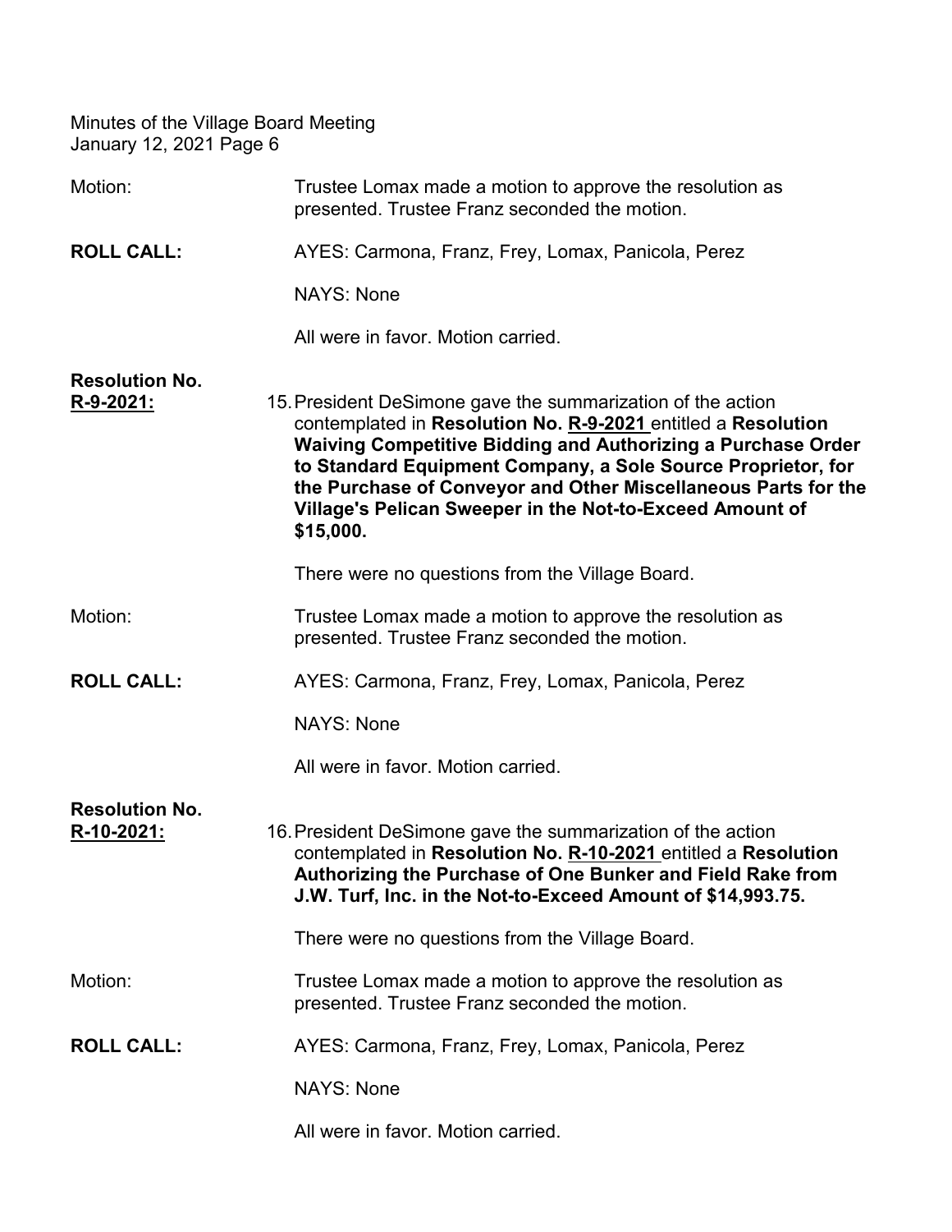Motion: Trustee Lomax made a motion to approve the resolution as presented. Trustee Franz seconded the motion.

**ROLL CALL:** AYES: Carmona, Franz, Frey, Lomax, Panicola, Perez

NAYS: None

All were in favor. Motion carried.

**Resolution No. R-9-2021:**

15. President DeSimone gave the summarization of the action contemplated in **Resolution No. R-9-2021** entitled a **Resolution Waiving Competitive Bidding and Authorizing a Purchase Order to Standard Equipment Company, a Sole Source Proprietor, for the Purchase of Conveyor and Other Miscellaneous Parts for the Village's Pelican Sweeper in the Not-to-Exceed Amount of $15,000.**

There were no questions from the Village Board.

Motion: Trustee Lomax made a motion to approve the resolution as presented. Trustee Franz seconded the motion.

**ROLL CALL:** AYES: Carmona, Franz, Frey, Lomax, Panicola, Perez

NAYS: None

All were in favor. Motion carried.

**Resolution No. R-10-2021:**

16. President DeSimone gave the summarization of the action contemplated in **Resolution No. R-10-2021** entitled a **Resolution Authorizing the Purchase of One Bunker and Field Rake from J.W. Turf, Inc. in the Not-to-Exceed Amount of $14,993.75.**

There were no questions from the Village Board.

Motion: Trustee Lomax made a motion to approve the resolution as presented. Trustee Franz seconded the motion.

**ROLL CALL:** AYES: Carmona, Franz, Frey, Lomax, Panicola, Perez

NAYS: None

All were in favor. Motion carried.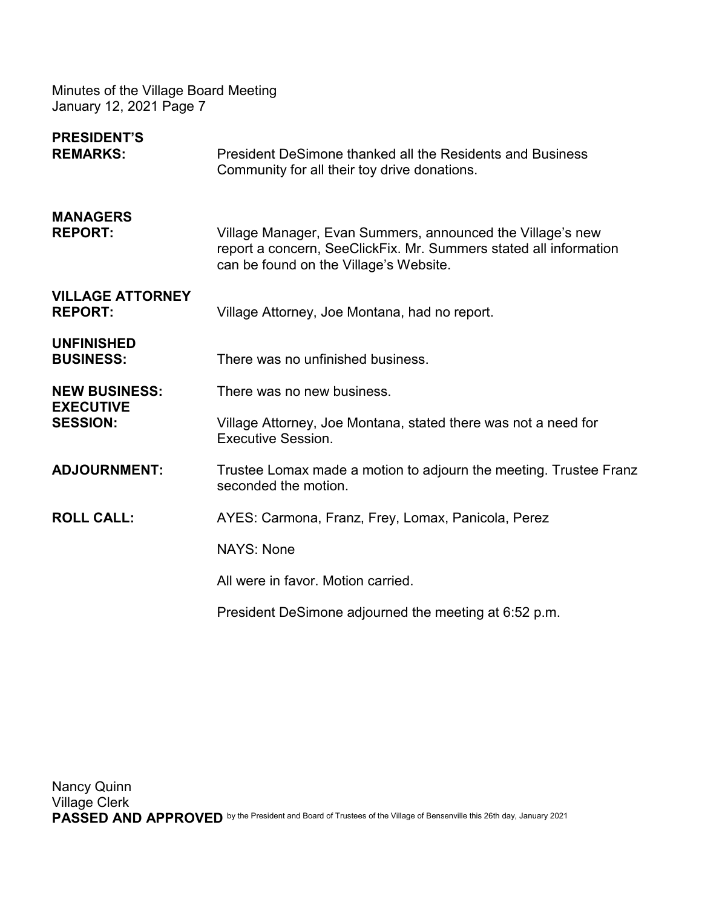**PRESIDENT'S REMARKS:** President DeSimone thanked all the Residents and Business Community for all their toy drive donations.

**MANAGERS REPORT:** Village Manager, Evan Summers, announced the Village's new report a concern, SeeClickFix. Mr. Summers stated all information can be found on the Village's Website.

**VILLAGE ATTORNEY REPORT:** Village Attorney, Joe Montana, had no report.

**UNFINISHED BUSINESS:** There was no unfinished business.

**NEW BUSINESS:** There was no new business.

**EXECUTIVE SESSION:** Village Attorney, Joe Montana, stated there was not a need for Executive Session.

**ADJOURNMENT:** Trustee Lomax made a motion to adjourn the meeting. Trustee Franz seconded the motion.

**ROLL CALL:** AYES: Carmona, Franz, Frey, Lomax, Panicola, Perez

NAYS: None

All were in favor. Motion carried.

President DeSimone adjourned the meeting at 6:52 p.m.

Nancy Quinn
Village Clerk

**PASSED AND APPROVED** by the President and Board of Trustees of the Village of Bensenville this 26th day, January 2021